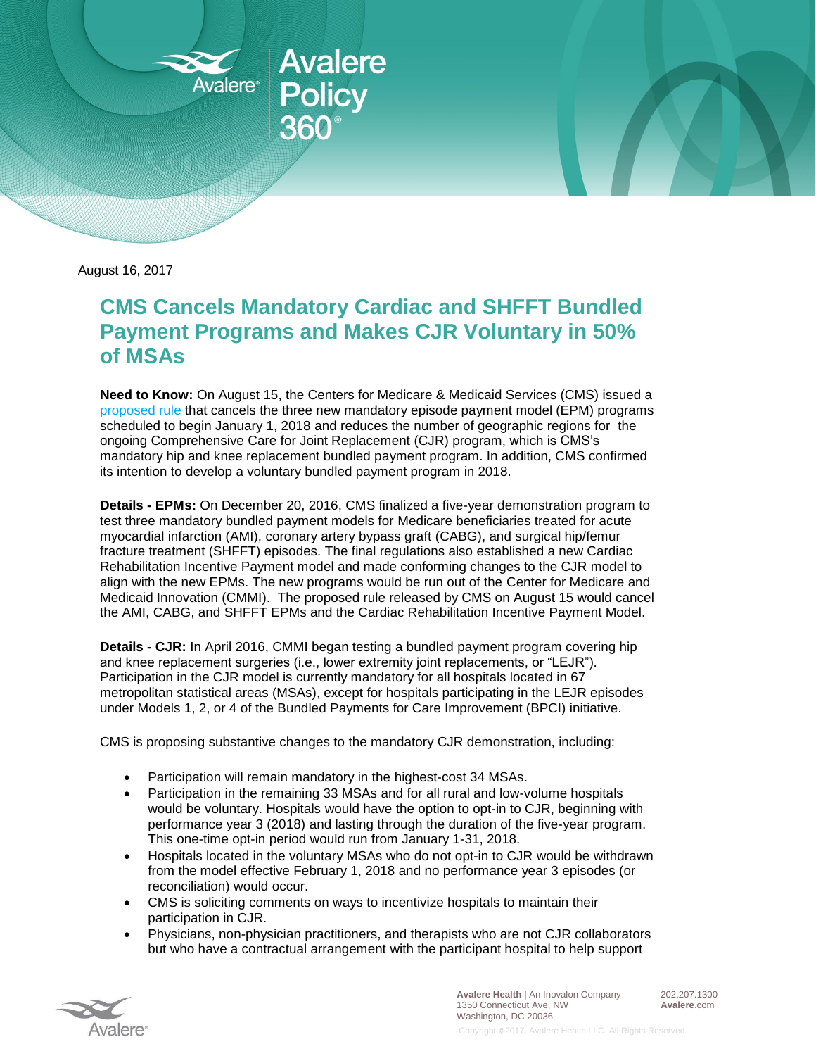August 16, 2017

# CMS Cancels Mandatory Cardiac and SHFFT Bundled Payment Programs and Makes CJR Voluntary in 50% of MSAs

**Need to Know:** On August 15, the Centers for Medicare & Medicaid Services (CMS) issued a proposed rule that cancels the three new mandatory episode payment model (EPM) programs scheduled to begin January 1, 2018 and reduces the number of geographic regions for the ongoing Comprehensive Care for Joint Replacement (CJR) program, which is CMS's mandatory hip and knee replacement bundled payment program. In addition, CMS confirmed its intention to develop a voluntary bundled payment program in 2018.

**Details - EPMs:** On December 20, 2016, CMS finalized a five-year demonstration program to test three mandatory bundled payment models for Medicare beneficiaries treated for acute myocardial infarction (AMI), coronary artery bypass graft (CABG), and surgical hip/femur fracture treatment (SHFFT) episodes. The final regulations also established a new Cardiac Rehabilitation Incentive Payment model and made conforming changes to the CJR model to align with the new EPMs. The new programs would be run out of the Center for Medicare and Medicaid Innovation (CMMI). The proposed rule released by CMS on August 15 would cancel the AMI, CABG, and SHFFT EPMs and the Cardiac Rehabilitation Incentive Payment Model.

**Details - CJR:** In April 2016, CMMI began testing a bundled payment program covering hip and knee replacement surgeries (i.e., lower extremity joint replacements, or "LEJR"). Participation in the CJR model is currently mandatory for all hospitals located in 67 metropolitan statistical areas (MSAs), except for hospitals participating in the LEJR episodes under Models 1, 2, or 4 of the Bundled Payments for Care Improvement (BPCI) initiative.

CMS is proposing substantive changes to the mandatory CJR demonstration, including:

- Participation will remain mandatory in the highest-cost 34 MSAs.
- Participation in the remaining 33 MSAs and for all rural and low-volume hospitals would be voluntary. Hospitals would have the option to opt-in to CJR, beginning with performance year 3 (2018) and lasting through the duration of the five-year program. This one-time opt-in period would run from January 1-31, 2018.
- Hospitals located in the voluntary MSAs who do not opt-in to CJR would be withdrawn from the model effective February 1, 2018 and no performance year 3 episodes (or reconciliation) would occur.
- CMS is soliciting comments on ways to incentivize hospitals to maintain their participation in CJR.
- Physicians, non-physician practitioners, and therapists who are not CJR collaborators but who have a contractual arrangement with the participant hospital to help support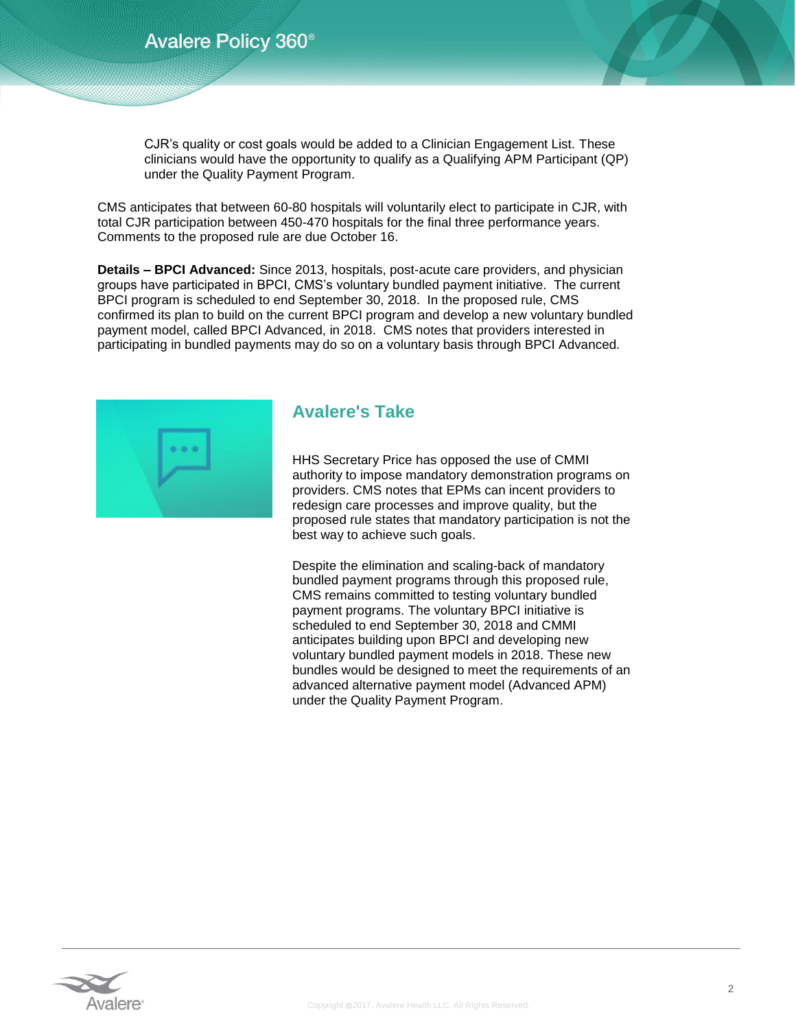CJR's quality or cost goals would be added to a Clinician Engagement List. These clinicians would have the opportunity to qualify as a Qualifying APM Participant (QP) under the Quality Payment Program.

CMS anticipates that between 60-80 hospitals will voluntarily elect to participate in CJR, with total CJR participation between 450-470 hospitals for the final three performance years. Comments to the proposed rule are due October 16.

**Details – BPCI Advanced:** Since 2013, hospitals, post-acute care providers, and physician groups have participated in BPCI, CMS's voluntary bundled payment initiative. The current BPCI program is scheduled to end September 30, 2018. In the proposed rule, CMS confirmed its plan to build on the current BPCI program and develop a new voluntary bundled payment model, called BPCI Advanced, in 2018. CMS notes that providers interested in participating in bundled payments may do so on a voluntary basis through BPCI Advanced.

## Avalere's Take

HHS Secretary Price has opposed the use of CMMI authority to impose mandatory demonstration programs on providers. CMS notes that EPMs can incent providers to redesign care processes and improve quality, but the proposed rule states that mandatory participation is not the best way to achieve such goals.

Despite the elimination and scaling-back of mandatory bundled payment programs through this proposed rule, CMS remains committed to testing voluntary bundled payment programs. The voluntary BPCI initiative is scheduled to end September 30, 2018 and CMMI anticipates building upon BPCI and developing new voluntary bundled payment models in 2018. These new bundles would be designed to meet the requirements of an advanced alternative payment model (Advanced APM) under the Quality Payment Program.